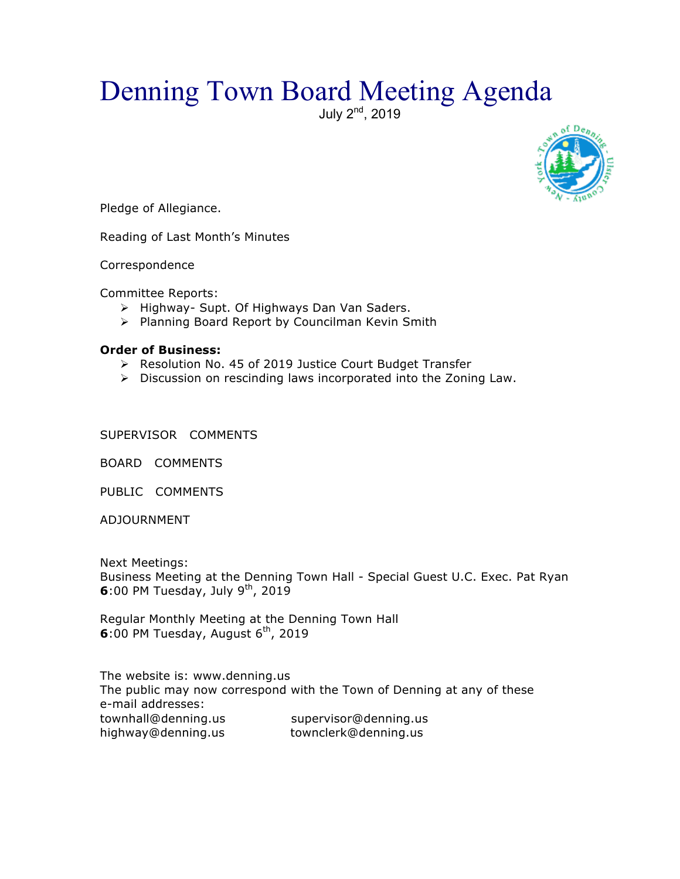# Denning Town Board Meeting Agenda

July 2nd, 2019

Pledge of Allegiance.

Reading of Last Month's Minutes

Correspondence

Committee Reports:

- Highway- Supt. Of Highways Dan Van Saders.
- Planning Board Report by Councilman Kevin Smith

**Order of Business:**

- Resolution No. 45 of 2019 Justice Court Budget Transfer
- Discussion on rescinding laws incorporated into the Zoning Law.

SUPERVISOR COMMENTS

BOARD COMMENTS

PUBLIC COMMENTS

ADJOURNMENT

Next Meetings:
Business Meeting at the Denning Town Hall - Special Guest U.C. Exec. Pat Ryan
**6**:00 PM Tuesday, July 9th, 2019

Regular Monthly Meeting at the Denning Town Hall
**6**:00 PM Tuesday, August 6th, 2019

The website is: www.denning.us
The public may now correspond with the Town of Denning at any of these e-mail addresses:

townhall@denning.us supervisor@denning.us
highway@denning.us townclerk@denning.us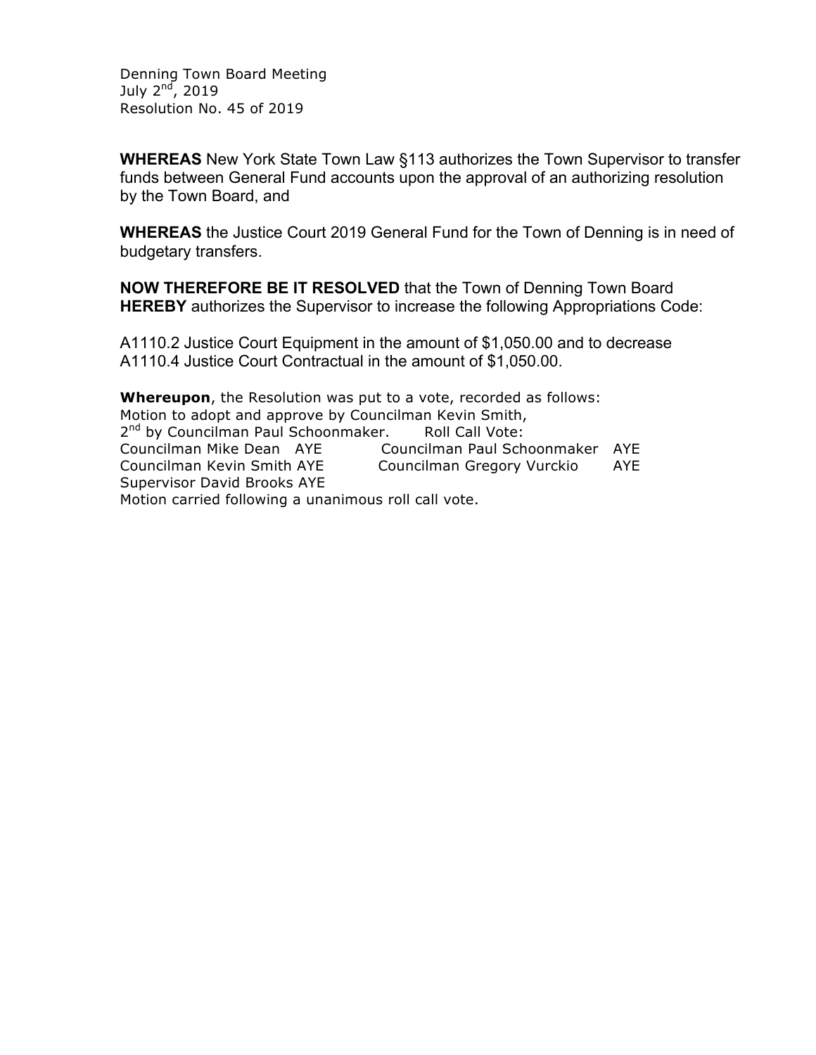Denning Town Board Meeting
July 2nd, 2019
Resolution No. 45 of 2019

**WHEREAS** New York State Town Law §113 authorizes the Town Supervisor to transfer funds between General Fund accounts upon the approval of an authorizing resolution by the Town Board, and

**WHEREAS** the Justice Court 2019 General Fund for the Town of Denning is in need of budgetary transfers.

**NOW THEREFORE BE IT RESOLVED** that the Town of Denning Town Board **HEREBY** authorizes the Supervisor to increase the following Appropriations Code:

A1110.2 Justice Court Equipment in the amount of $1,050.00 and to decrease A1110.4 Justice Court Contractual in the amount of $1,050.00.

**Whereupon**, the Resolution was put to a vote, recorded as follows:
Motion to adopt and approve by Councilman Kevin Smith,
2nd by Councilman Paul Schoonmaker. Roll Call Vote:
Councilman Mike Dean AYE
Councilman Paul Schoonmaker AYE
Councilman Kevin Smith AYE
Councilman Gregory Vurckio AYE
Supervisor David Brooks AYE
Motion carried following a unanimous roll call vote.